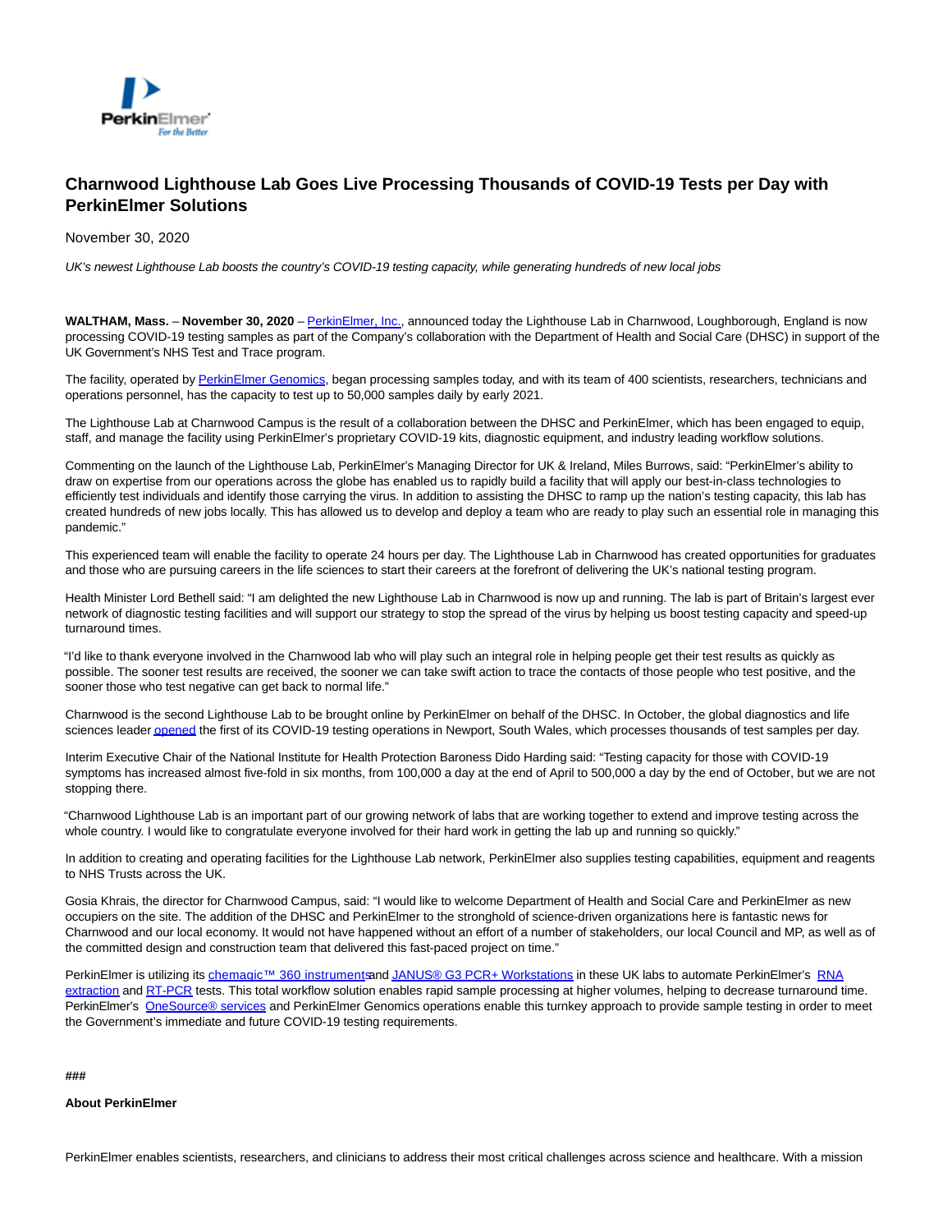# Charnwood Lighthouse Lab Goes Live Processing Thousands of COVID-19 Tests per Day with PerkinElmer Solutions

November 30, 2020

*UK's newest Lighthouse Lab boosts the country's COVID-19 testing capacity, while generating hundreds of new local jobs*

**WALTHAM, Mass.** – **November 30, 2020** – PerkinElmer, Inc., announced today the Lighthouse Lab in Charnwood, Loughborough, England is now processing COVID-19 testing samples as part of the Company's collaboration with the Department of Health and Social Care (DHSC) in support of the UK Government's NHS Test and Trace program.

The facility, operated by PerkinElmer Genomics, began processing samples today, and with its team of 400 scientists, researchers, technicians and operations personnel, has the capacity to test up to 50,000 samples daily by early 2021.

The Lighthouse Lab at Charnwood Campus is the result of a collaboration between the DHSC and PerkinElmer, which has been engaged to equip, staff, and manage the facility using PerkinElmer's proprietary COVID-19 kits, diagnostic equipment, and industry leading workflow solutions.

Commenting on the launch of the Lighthouse Lab, PerkinElmer's Managing Director for UK & Ireland, Miles Burrows, said: "PerkinElmer's ability to draw on expertise from our operations across the globe has enabled us to rapidly build a facility that will apply our best-in-class technologies to efficiently test individuals and identify those carrying the virus. In addition to assisting the DHSC to ramp up the nation's testing capacity, this lab has created hundreds of new jobs locally. This has allowed us to develop and deploy a team who are ready to play such an essential role in managing this pandemic."

This experienced team will enable the facility to operate 24 hours per day. The Lighthouse Lab in Charnwood has created opportunities for graduates and those who are pursuing careers in the life sciences to start their careers at the forefront of delivering the UK's national testing program.

Health Minister Lord Bethell said: "I am delighted the new Lighthouse Lab in Charnwood is now up and running. The lab is part of Britain's largest ever network of diagnostic testing facilities and will support our strategy to stop the spread of the virus by helping us boost testing capacity and speed-up turnaround times.

"I'd like to thank everyone involved in the Charnwood lab who will play such an integral role in helping people get their test results as quickly as possible. The sooner test results are received, the sooner we can take swift action to trace the contacts of those people who test positive, and the sooner those who test negative can get back to normal life."

Charnwood is the second Lighthouse Lab to be brought online by PerkinElmer on behalf of the DHSC. In October, the global diagnostics and life sciences leader opened the first of its COVID-19 testing operations in Newport, South Wales, which processes thousands of test samples per day.

Interim Executive Chair of the National Institute for Health Protection Baroness Dido Harding said: "Testing capacity for those with COVID-19 symptoms has increased almost five-fold in six months, from 100,000 a day at the end of April to 500,000 a day by the end of October, but we are not stopping there.

"Charnwood Lighthouse Lab is an important part of our growing network of labs that are working together to extend and improve testing across the whole country. I would like to congratulate everyone involved for their hard work in getting the lab up and running so quickly."

In addition to creating and operating facilities for the Lighthouse Lab network, PerkinElmer also supplies testing capabilities, equipment and reagents to NHS Trusts across the UK.

Gosia Khrais, the director for Charnwood Campus, said: "I would like to welcome Department of Health and Social Care and PerkinElmer as new occupiers on the site. The addition of the DHSC and PerkinElmer to the stronghold of science-driven organizations here is fantastic news for Charnwood and our local economy. It would not have happened without an effort of a number of stakeholders, our local Council and MP, as well as of the committed design and construction team that delivered this fast-paced project on time."

PerkinElmer is utilizing its chemagic™ 360 instruments and JANUS® G3 PCR+ Workstations in these UK labs to automate PerkinElmer's RNA extraction and RT-PCR tests. This total workflow solution enables rapid sample processing at higher volumes, helping to decrease turnaround time. PerkinElmer's OneSource® services and PerkinElmer Genomics operations enable this turnkey approach to provide sample testing in order to meet the Government's immediate and future COVID-19 testing requirements.

###

**About PerkinElmer**

PerkinElmer enables scientists, researchers, and clinicians to address their most critical challenges across science and healthcare. With a mission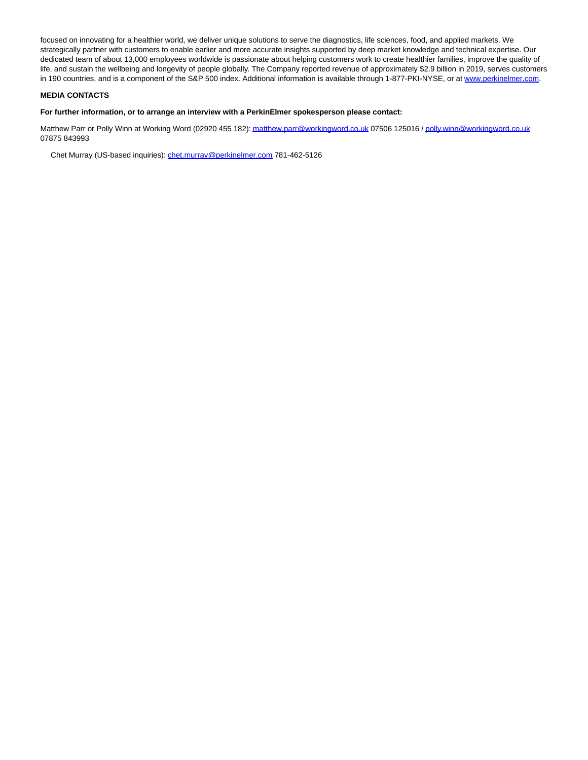focused on innovating for a healthier world, we deliver unique solutions to serve the diagnostics, life sciences, food, and applied markets. We strategically partner with customers to enable earlier and more accurate insights supported by deep market knowledge and technical expertise. Our dedicated team of about 13,000 employees worldwide is passionate about helping customers work to create healthier families, improve the quality of life, and sustain the wellbeing and longevity of people globally. The Company reported revenue of approximately $2.9 billion in 2019, serves customers in 190 countries, and is a component of the S&P 500 index. Additional information is available through 1-877-PKI-NYSE, or at www.perkinelmer.com.

**MEDIA CONTACTS**

**For further information, or to arrange an interview with a PerkinElmer spokesperson please contact:**

Matthew Parr or Polly Winn at Working Word (02920 455 182): matthew.parr@workingword.co.uk 07506 125016 / polly.winn@workingword.co.uk 07875 843993

Chet Murray (US-based inquiries): chet.murray@perkinelmer.com 781-462-5126